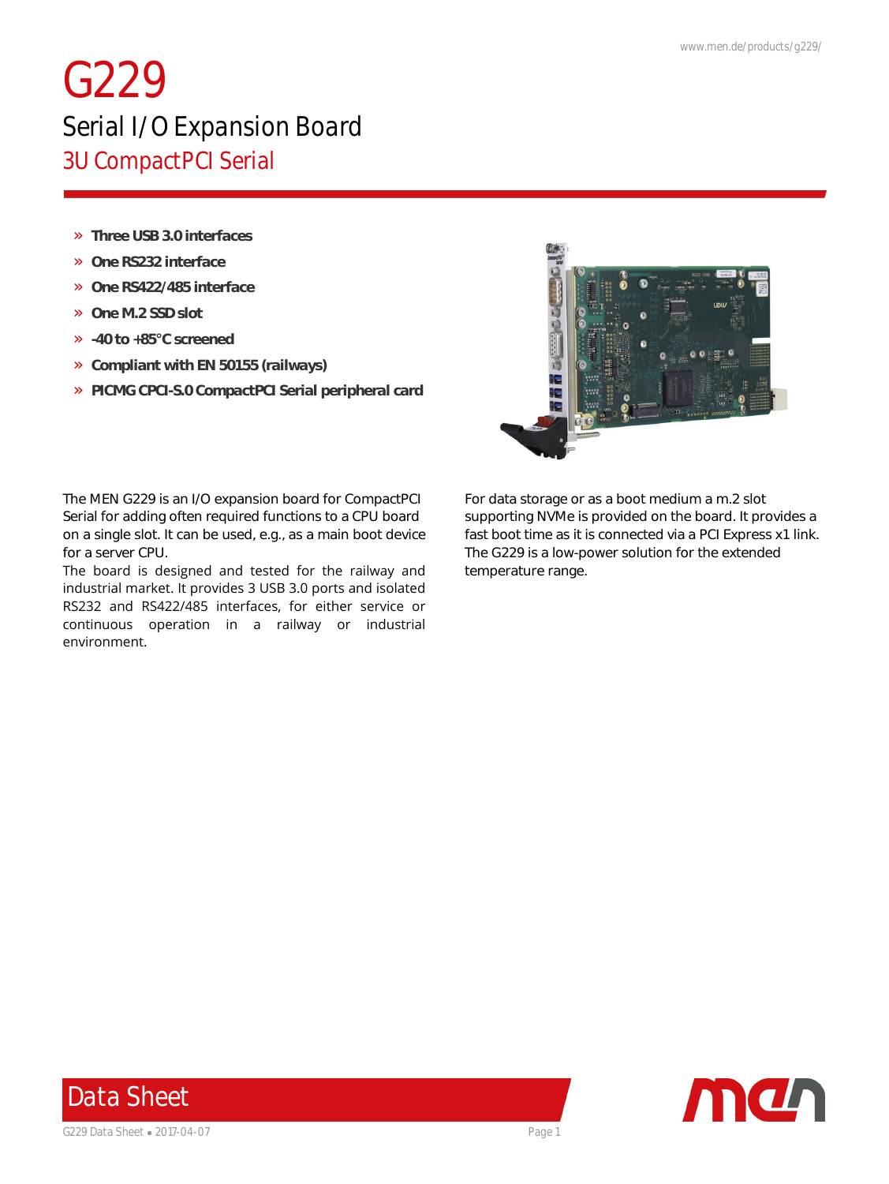# G229

## Serial I/O Expansion Board

### 3U CompactPCI Serial

- **Three USB 3.0 interfaces**
- **One RS232 interface**
- **One RS422/485 interface**
- **One M.2 SSD slot**
- **-40 to +85°C screened**
- **Compliant with EN 50155 (railways)**
- **PICMG CPCI-S.0 CompactPCI Serial peripheral card**

The MEN G229 is an I/O expansion board for CompactPCI Serial for adding often required functions to a CPU board on a single slot. It can be used, e.g., as a main boot device for a server CPU.

The board is designed and tested for the railway and industrial market. It provides 3 USB 3.0 ports and isolated RS232 and RS422/485 interfaces, for either service or continuous operation in a railway or industrial environment.

For data storage or as a boot medium a m.2 slot supporting NVMe is provided on the board. It provides a fast boot time as it is connected via a PCI Express x1 link. The G229 is a low-power solution for the extended temperature range.

Data Sheet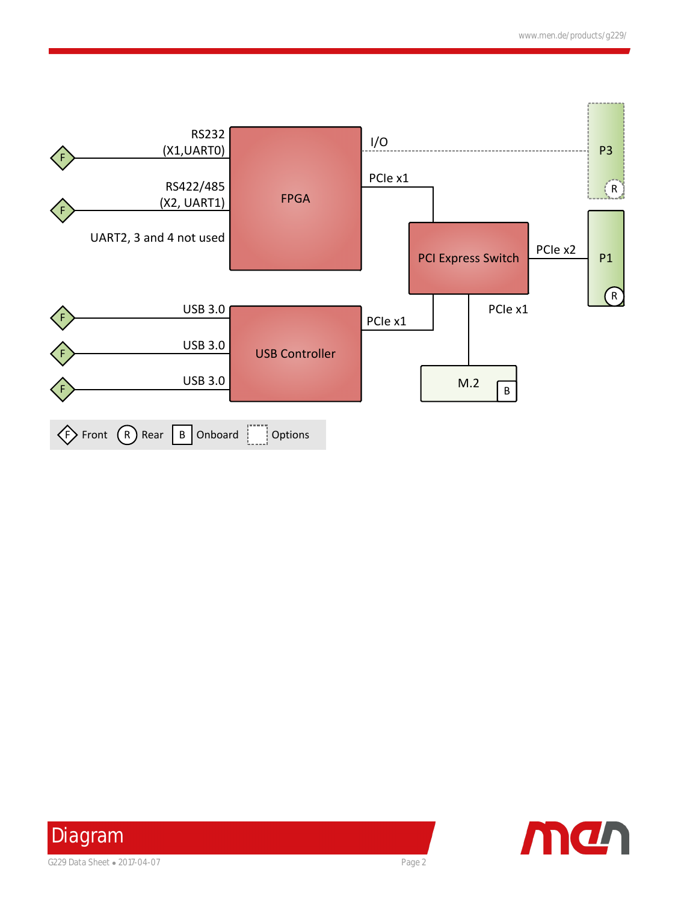# Diagram

RS232
(X1,UART0)

RS422/485
(X2, UART1)

UART2, 3 and 4 not used

FPGA

I/O

PCIe x1

P3

PCI Express Switch

PCIe x2

P1

PCIe x1

USB 3.0

USB 3.0

USB 3.0

USB Controller

PCIe x1

M.2

F Front   R Rear   B Onboard   Options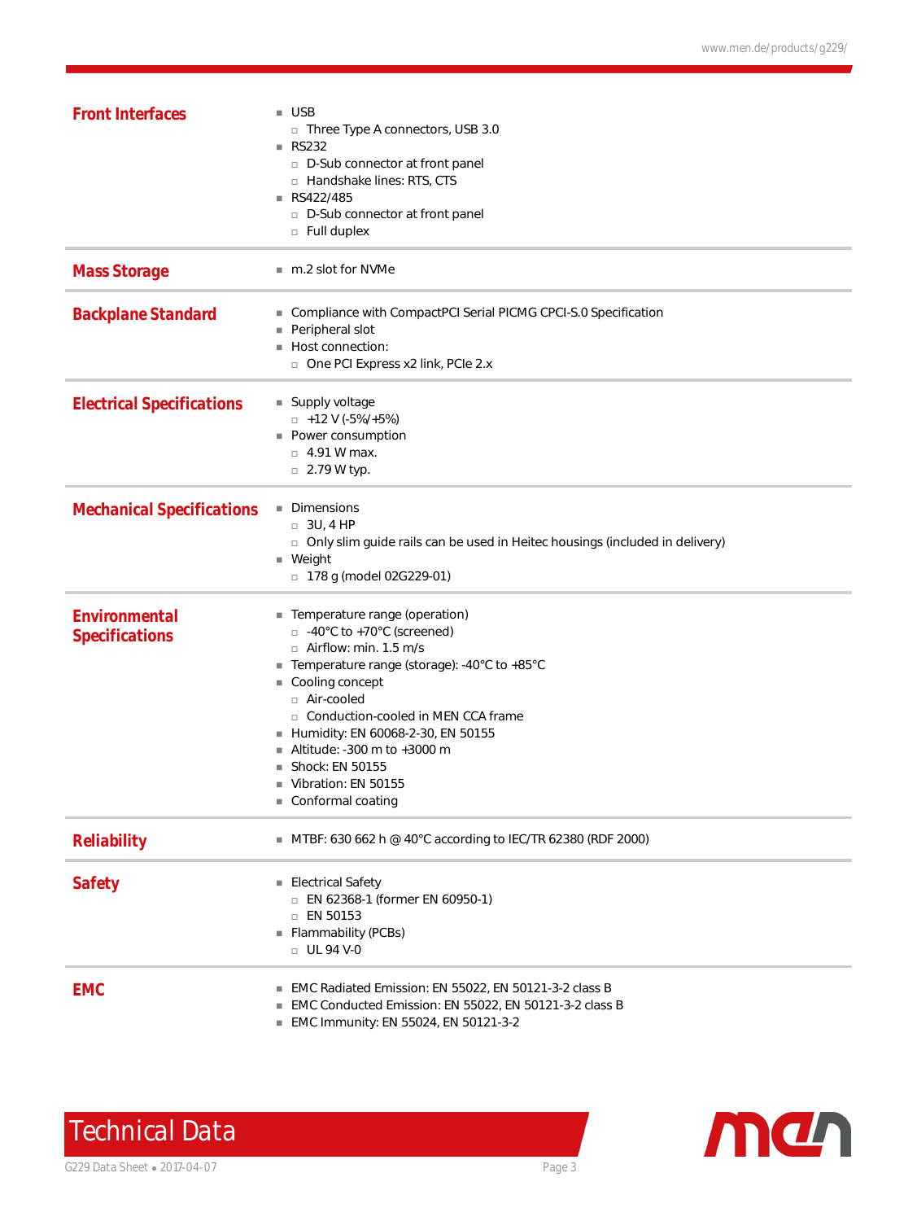## Front Interfaces

- USB
  - Three Type A connectors, USB 3.0
- RS232
  - D-Sub connector at front panel
  - Handshake lines: RTS, CTS
- RS422/485
  - D-Sub connector at front panel
  - Full duplex

## Mass Storage

- m.2 slot for NVMe

## Backplane Standard

- Compliance with CompactPCI Serial PICMG CPCI-S.0 Specification
- Peripheral slot
- Host connection:
  - One PCI Express x2 link, PCIe 2.x

## Electrical Specifications

- Supply voltage
  - +12 V (-5%/+5%)
- Power consumption
  - 4.91 W max.
  - 2.79 W typ.

## Mechanical Specifications

- Dimensions
  - 3U, 4 HP
  - Only slim guide rails can be used in Heitec housings (included in delivery)
- Weight
  - 178 g (model 02G229-01)

## Environmental Specifications

- Temperature range (operation)
  - -40°C to +70°C (screened)
  - Airflow: min. 1.5 m/s
- Temperature range (storage): -40°C to +85°C
- Cooling concept
  - Air-cooled
  - Conduction-cooled in MEN CCA frame
- Humidity: EN 60068-2-30, EN 50155
- Altitude: -300 m to +3000 m
- Shock: EN 50155
- Vibration: EN 50155
- Conformal coating

## Reliability

- MTBF: 630 662 h @ 40°C according to IEC/TR 62380 (RDF 2000)

## Safety

- Electrical Safety
  - EN 62368-1 (former EN 60950-1)
  - EN 50153
- Flammability (PCBs)
  - UL 94 V-0

## EMC

- EMC Radiated Emission: EN 55022, EN 50121-3-2 class B
- EMC Conducted Emission: EN 55022, EN 50121-3-2 class B
- EMC Immunity: EN 55024, EN 50121-3-2

# Technical Data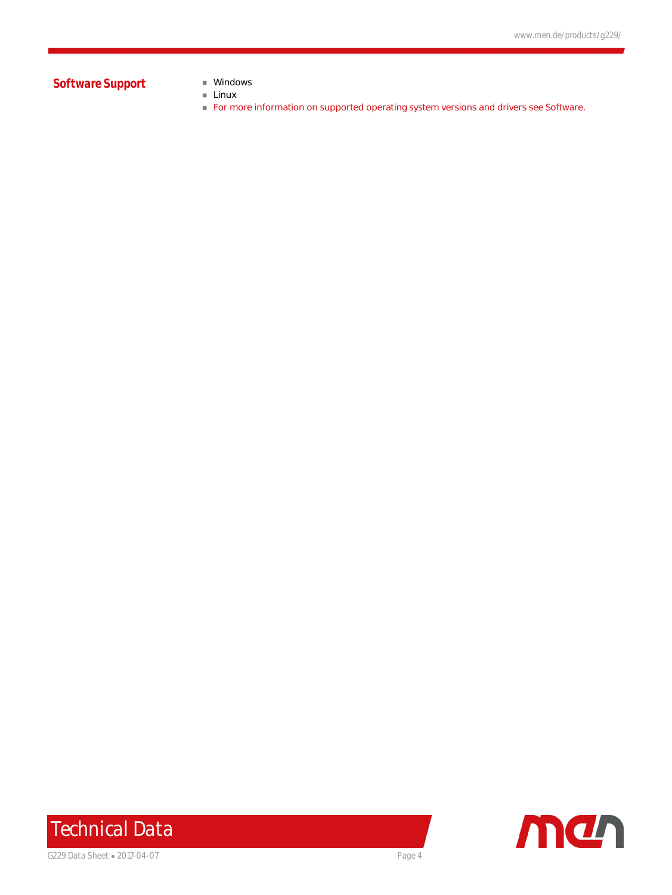## Software Support

- Windows
- Linux
- For more information on supported operating system versions and drivers see Software.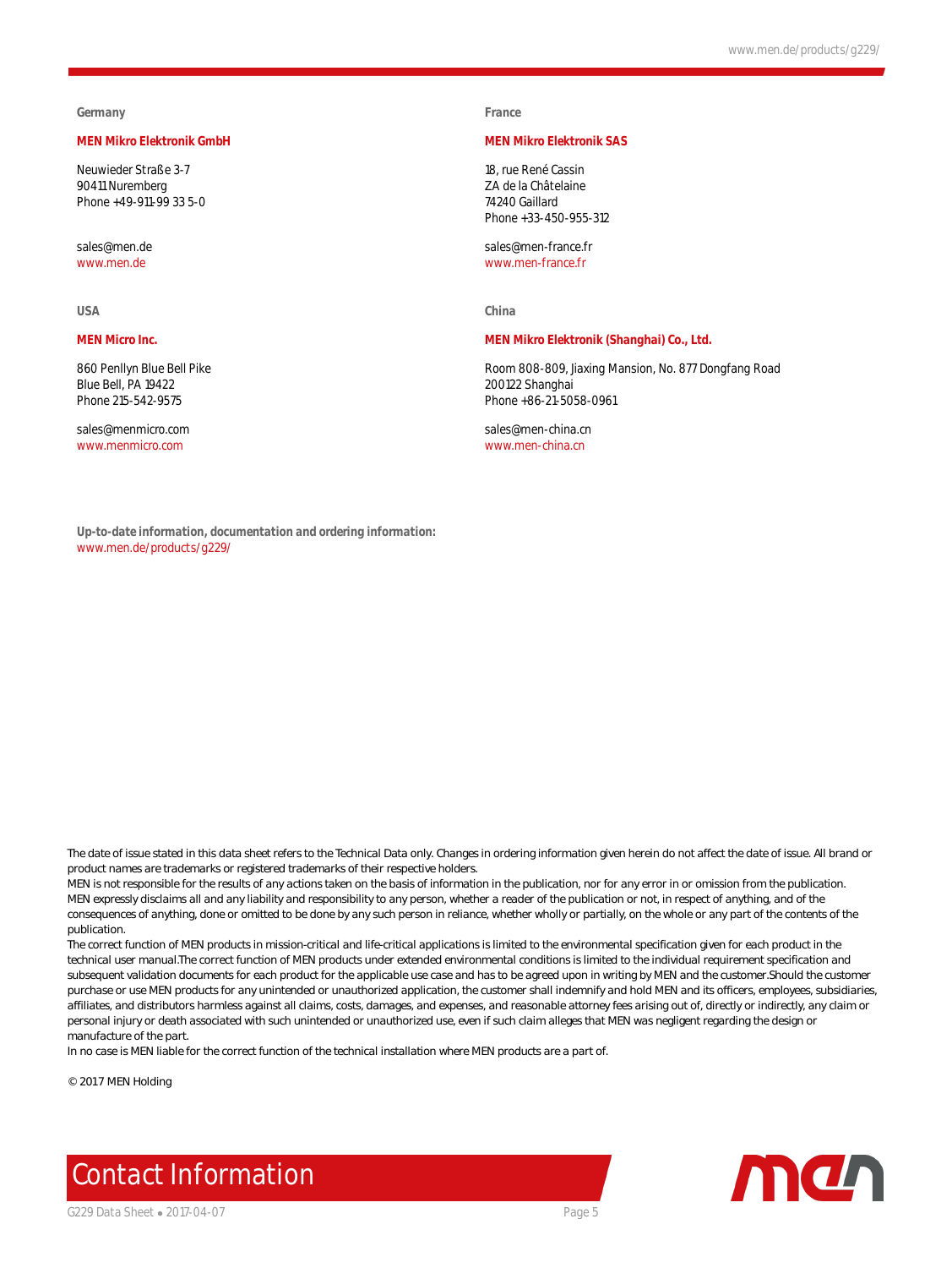# Contact Information

**Germany**

**MEN Mikro Elektronik GmbH**

Neuwieder Straße 3-7
90411 Nuremberg
Phone +49-911-99 33 5-0

sales@men.de
www.men.de

**France**

**MEN Mikro Elektronik SAS**

18, rue René Cassin
ZA de la Châtelaine
74240 Gaillard
Phone +33-450-955-312

sales@men-france.fr
www.men-france.fr

**USA**

**MEN Micro Inc.**

860 Penllyn Blue Bell Pike
Blue Bell, PA 19422
Phone 215-542-9575

sales@menmicro.com
www.menmicro.com

**China**

**MEN Mikro Elektronik (Shanghai) Co., Ltd.**

Room 808-809, Jiaxing Mansion, No. 877 Dongfang Road
200122 Shanghai
Phone +86-21-5058-0961

sales@men-china.cn
www.men-china.cn

**Up-to-date information, documentation and ordering information:**
www.men.de/products/g229/

The date of issue stated in this data sheet refers to the Technical Data only. Changes in ordering information given herein do not affect the date of issue. All brand or product names are trademarks or registered trademarks of their respective holders.
MEN is not responsible for the results of any actions taken on the basis of information in the publication, nor for any error in or omission from the publication. MEN expressly disclaims all and any liability and responsibility to any person, whether a reader of the publication or not, in respect of anything, and of the consequences of anything, done or omitted to be done by any such person in reliance, whether wholly or partially, on the whole or any part of the contents of the publication.
The correct function of MEN products in mission-critical and life-critical applications is limited to the environmental specification given for each product in the technical user manual.The correct function of MEN products under extended environmental conditions is limited to the individual requirement specification and subsequent validation documents for each product for the applicable use case and has to be agreed upon in writing by MEN and the customer.Should the customer purchase or use MEN products for any unintended or unauthorized application, the customer shall indemnify and hold MEN and its officers, employees, subsidiaries, affiliates, and distributors harmless against all claims, costs, damages, and expenses, and reasonable attorney fees arising out of, directly or indirectly, any claim or personal injury or death associated with such unintended or unauthorized use, even if such claim alleges that MEN was negligent regarding the design or manufacture of the part.
In no case is MEN liable for the correct function of the technical installation where MEN products are a part of.

© 2017 MEN Holding